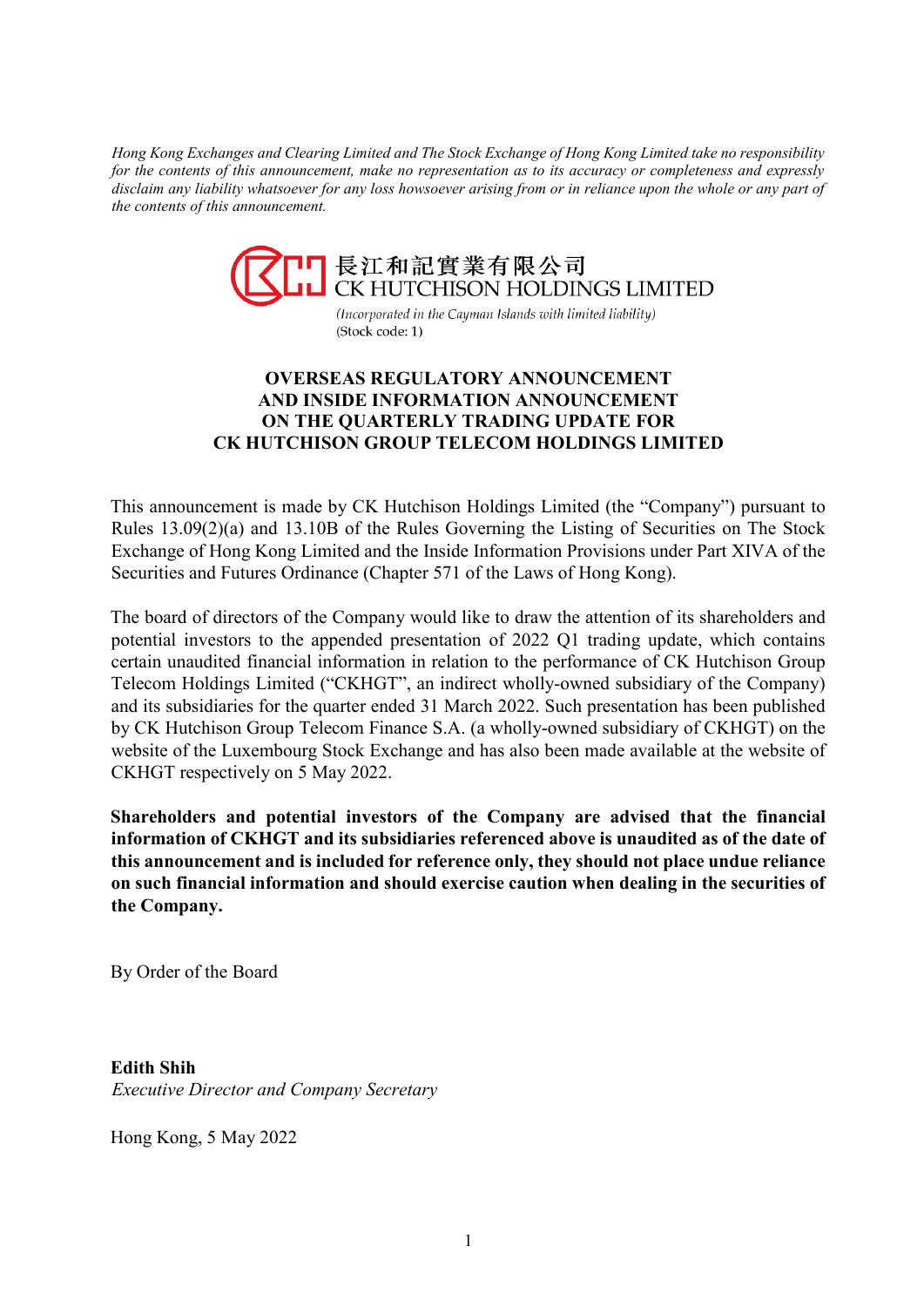*Hong Kong Exchanges and Clearing Limited and The Stock Exchange of Hong Kong Limited take no responsibility for the contents of this announcement, make no representation as to its accuracy or completeness and expressly disclaim any liability whatsoever for any loss howsoever arising from or in reliance upon the whole or any part of the contents of this announcement.*

長江和記實業有限公司
CK HUTCHISON HOLDINGS LIMITED

*(Incorporated in the Cayman Islands with limited liability)*
(Stock code: 1)

# OVERSEAS REGULATORY ANNOUNCEMENT AND INSIDE INFORMATION ANNOUNCEMENT ON THE QUARTERLY TRADING UPDATE FOR CK HUTCHISON GROUP TELECOM HOLDINGS LIMITED

This announcement is made by CK Hutchison Holdings Limited (the "Company") pursuant to Rules 13.09(2)(a) and 13.10B of the Rules Governing the Listing of Securities on The Stock Exchange of Hong Kong Limited and the Inside Information Provisions under Part XIVA of the Securities and Futures Ordinance (Chapter 571 of the Laws of Hong Kong).

The board of directors of the Company would like to draw the attention of its shareholders and potential investors to the appended presentation of 2022 Q1 trading update, which contains certain unaudited financial information in relation to the performance of CK Hutchison Group Telecom Holdings Limited ("CKHGT", an indirect wholly-owned subsidiary of the Company) and its subsidiaries for the quarter ended 31 March 2022. Such presentation has been published by CK Hutchison Group Telecom Finance S.A. (a wholly-owned subsidiary of CKHGT) on the website of the Luxembourg Stock Exchange and has also been made available at the website of CKHGT respectively on 5 May 2022.

**Shareholders and potential investors of the Company are advised that the financial information of CKHGT and its subsidiaries referenced above is unaudited as of the date of this announcement and is included for reference only, they should not place undue reliance on such financial information and should exercise caution when dealing in the securities of the Company.**

By Order of the Board

**Edith Shih**
*Executive Director and Company Secretary*

Hong Kong, 5 May 2022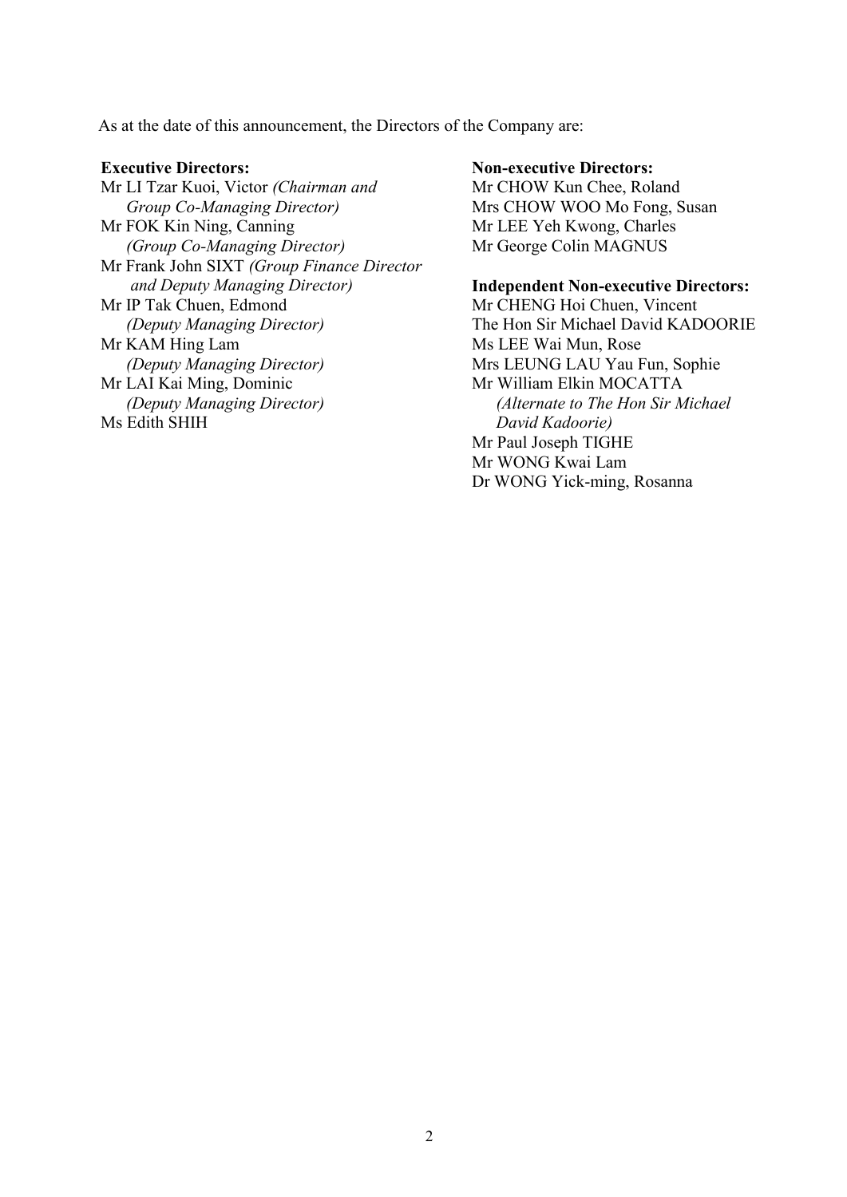As at the date of this announcement, the Directors of the Company are:

**Executive Directors:**

Mr LI Tzar Kuoi, Victor *(Chairman and Group Co-Managing Director)*
Mr FOK Kin Ning, Canning *(Group Co-Managing Director)*
Mr Frank John SIXT *(Group Finance Director and Deputy Managing Director)*
Mr IP Tak Chuen, Edmond *(Deputy Managing Director)*
Mr KAM Hing Lam *(Deputy Managing Director)*
Mr LAI Kai Ming, Dominic *(Deputy Managing Director)*
Ms Edith SHIH

**Non-executive Directors:**

Mr CHOW Kun Chee, Roland
Mrs CHOW WOO Mo Fong, Susan
Mr LEE Yeh Kwong, Charles
Mr George Colin MAGNUS

**Independent Non-executive Directors:**

Mr CHENG Hoi Chuen, Vincent
The Hon Sir Michael David KADOORIE
Ms LEE Wai Mun, Rose
Mrs LEUNG LAU Yau Fun, Sophie
Mr William Elkin MOCATTA *(Alternate to The Hon Sir Michael David Kadoorie)*
Mr Paul Joseph TIGHE
Mr WONG Kwai Lam
Dr WONG Yick-ming, Rosanna